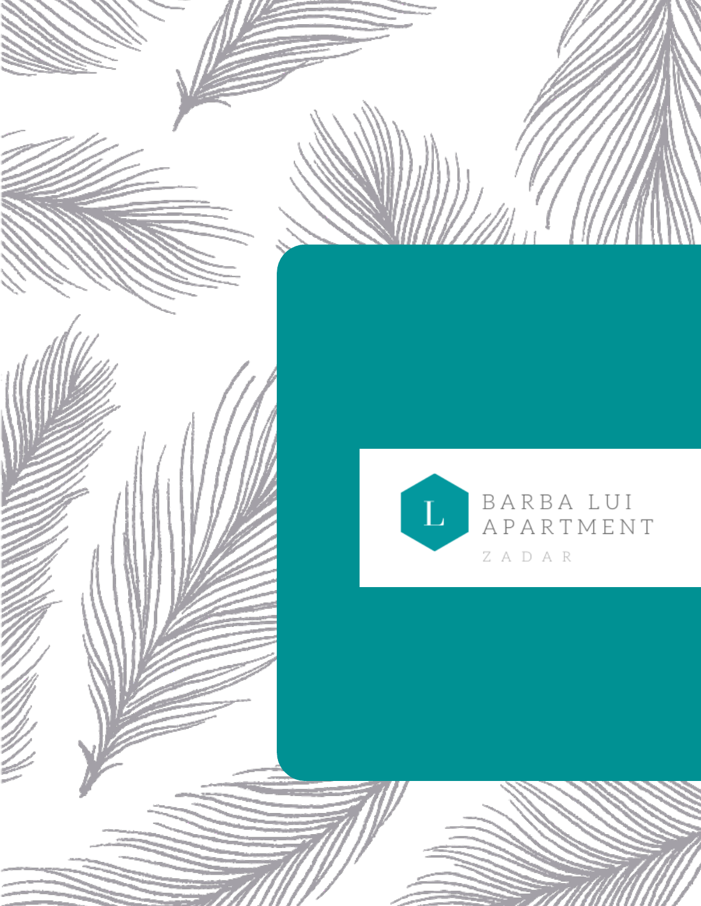L

# BARBA LUI APARTMENT

ZADAR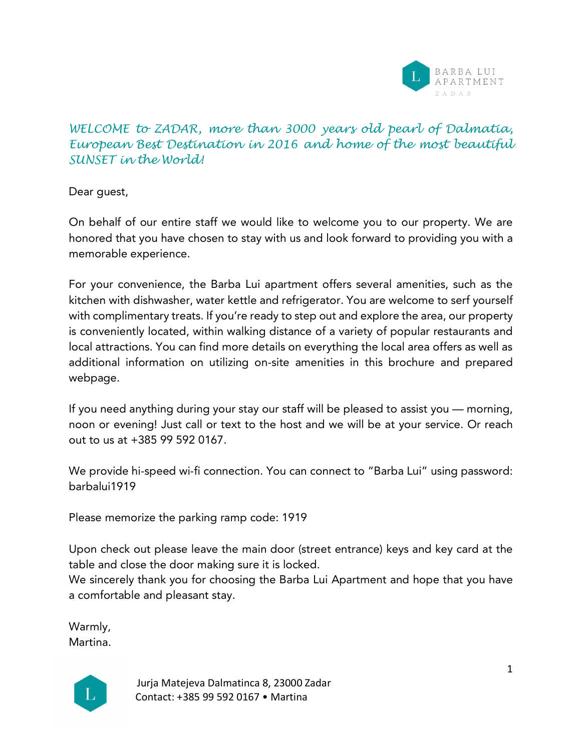BARBA LUI APARTMENT
ZADAR

*WELCOME to ZADAR, more than 3000 years old pearl of Dalmatia, European Best Destination in 2016 and home of the most beautiful SUNSET in the World!*

Dear guest,

On behalf of our entire staff we would like to welcome you to our property. We are honored that you have chosen to stay with us and look forward to providing you with a memorable experience.

For your convenience, the Barba Lui apartment offers several amenities, such as the kitchen with dishwasher, water kettle and refrigerator. You are welcome to serf yourself with complimentary treats. If you're ready to step out and explore the area, our property is conveniently located, within walking distance of a variety of popular restaurants and local attractions. You can find more details on everything the local area offers as well as additional information on utilizing on-site amenities in this brochure and prepared webpage.

If you need anything during your stay our staff will be pleased to assist you — morning, noon or evening! Just call or text to the host and we will be at your service. Or reach out to us at +385 99 592 0167.

We provide hi-speed wi-fi connection. You can connect to "Barba Lui" using password: barbalui1919

Please memorize the parking ramp code: 1919

Upon check out please leave the main door (street entrance) keys and key card at the table and close the door making sure it is locked.
We sincerely thank you for choosing the Barba Lui Apartment and hope that you have a comfortable and pleasant stay.

Warmly,
Martina.

Jurja Matejeva Dalmatinca 8, 23000 Zadar
Contact: +385 99 592 0167 • Martina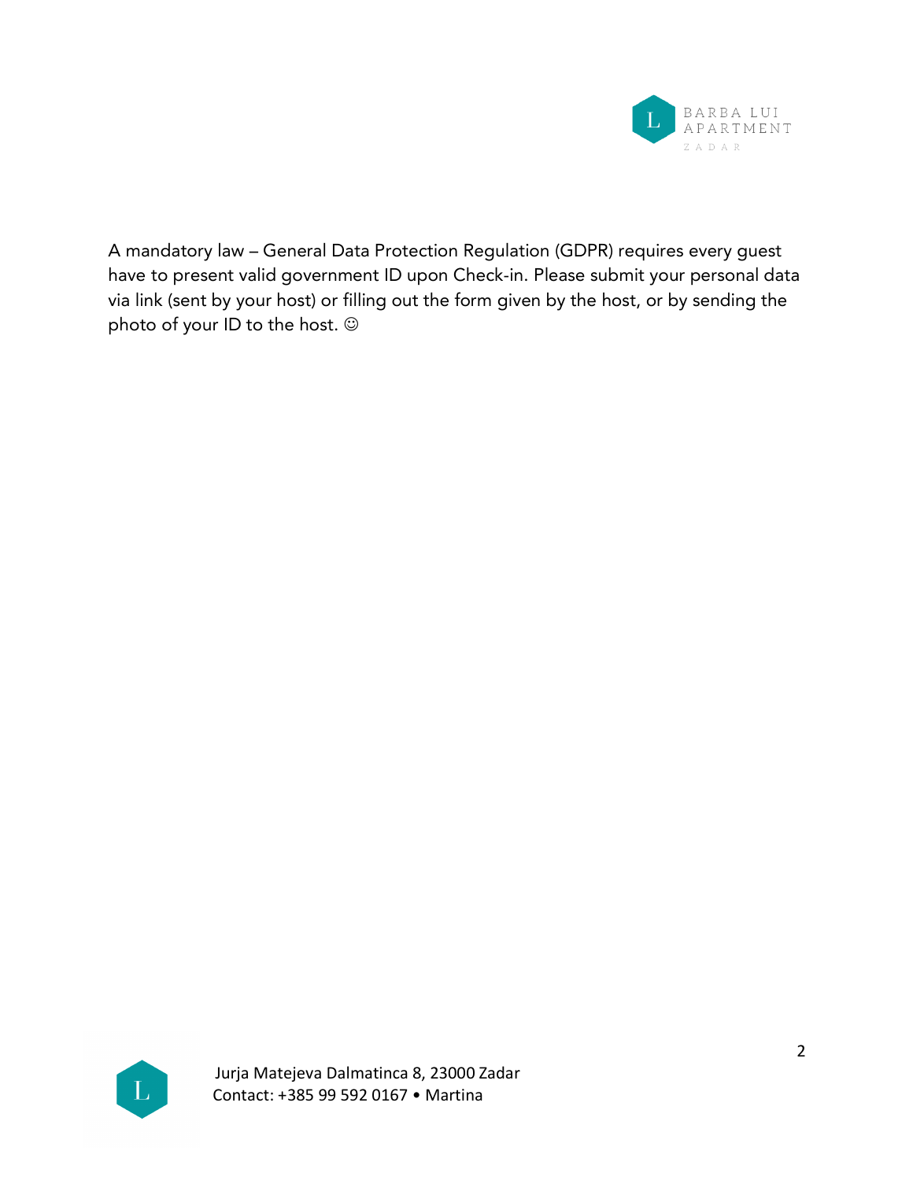A mandatory law – General Data Protection Regulation (GDPR) requires every guest have to present valid government ID upon Check-in. Please submit your personal data via link (sent by your host) or filling out the form given by the host, or by sending the photo of your ID to the host. ☺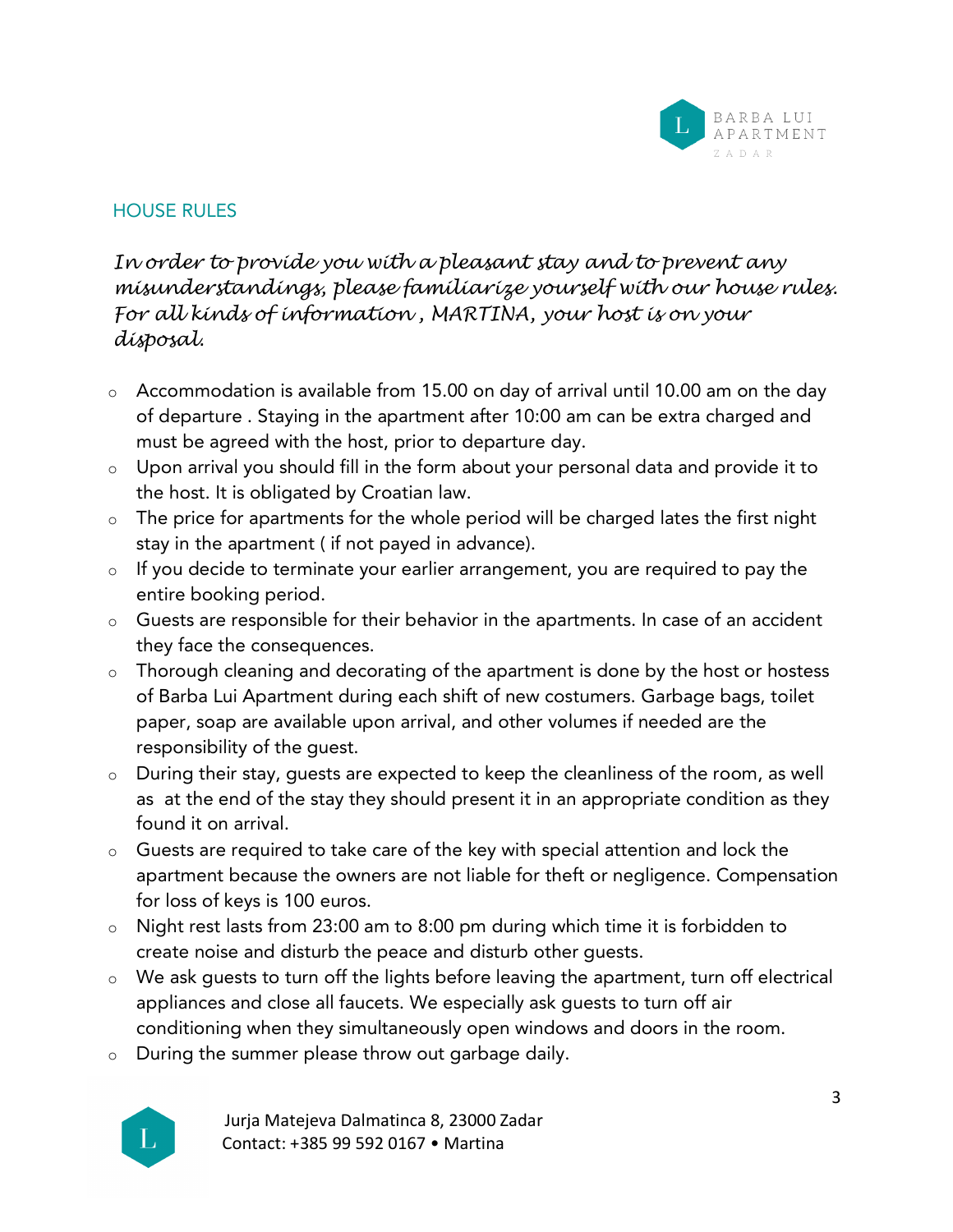## HOUSE RULES

*In order to provide you with a pleasant stay and to prevent any misunderstandings, please familiarize yourself with our house rules. For all kinds of information , MARTINA, your host is on your disposal.*

- Accommodation is available from 15.00 on day of arrival until 10.00 am on the day of departure . Staying in the apartment after 10:00 am can be extra charged and must be agreed with the host, prior to departure day.
- Upon arrival you should fill in the form about your personal data and provide it to the host. It is obligated by Croatian law.
- The price for apartments for the whole period will be charged lates the first night stay in the apartment ( if not payed in advance).
- If you decide to terminate your earlier arrangement, you are required to pay the entire booking period.
- Guests are responsible for their behavior in the apartments. In case of an accident they face the consequences.
- Thorough cleaning and decorating of the apartment is done by the host or hostess of Barba Lui Apartment during each shift of new costumers. Garbage bags, toilet paper, soap are available upon arrival, and other volumes if needed are the responsibility of the guest.
- During their stay, guests are expected to keep the cleanliness of the room, as well as at the end of the stay they should present it in an appropriate condition as they found it on arrival.
- Guests are required to take care of the key with special attention and lock the apartment because the owners are not liable for theft or negligence. Compensation for loss of keys is 100 euros.
- Night rest lasts from 23:00 am to 8:00 pm during which time it is forbidden to create noise and disturb the peace and disturb other guests.
- We ask guests to turn off the lights before leaving the apartment, turn off electrical appliances and close all faucets. We especially ask guests to turn off air conditioning when they simultaneously open windows and doors in the room.
- During the summer please throw out garbage daily.

Jurja Matejeva Dalmatinca 8, 23000 Zadar
Contact: +385 99 592 0167 • Martina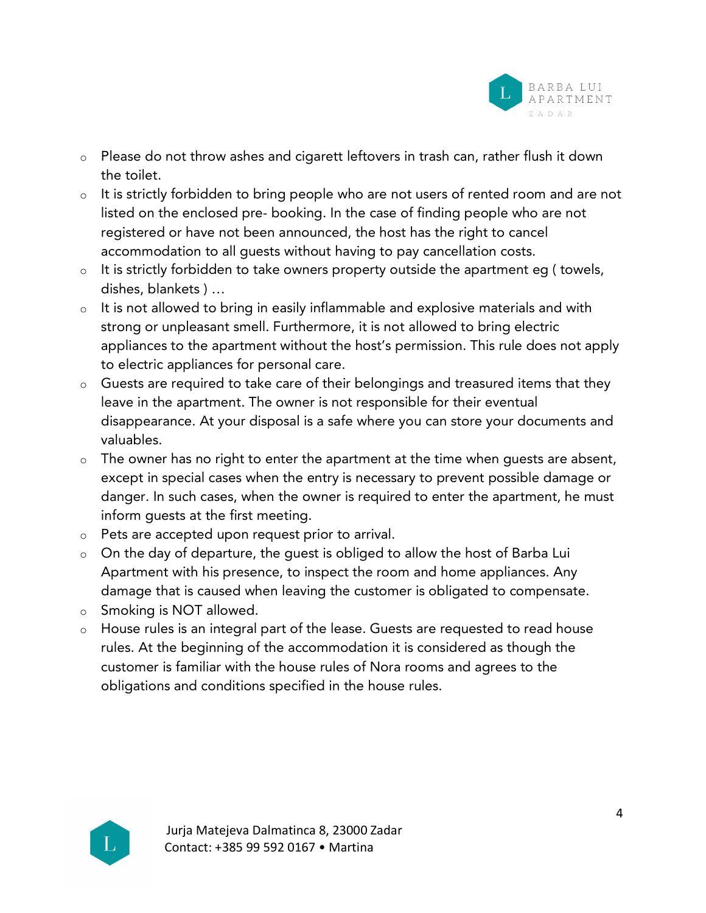- Please do not throw ashes and cigarett leftovers in trash can, rather flush it down the toilet.
- It is strictly forbidden to bring people who are not users of rented room and are not listed on the enclosed pre- booking. In the case of finding people who are not registered or have not been announced, the host has the right to cancel accommodation to all guests without having to pay cancellation costs.
- It is strictly forbidden to take owners property outside the apartment eg ( towels, dishes, blankets ) …
- It is not allowed to bring in easily inflammable and explosive materials and with strong or unpleasant smell. Furthermore, it is not allowed to bring electric appliances to the apartment without the host's permission. This rule does not apply to electric appliances for personal care.
- Guests are required to take care of their belongings and treasured items that they leave in the apartment. The owner is not responsible for their eventual disappearance. At your disposal is a safe where you can store your documents and valuables.
- The owner has no right to enter the apartment at the time when guests are absent, except in special cases when the entry is necessary to prevent possible damage or danger. In such cases, when the owner is required to enter the apartment, he must inform guests at the first meeting.
- Pets are accepted upon request prior to arrival.
- On the day of departure, the guest is obliged to allow the host of Barba Lui Apartment with his presence, to inspect the room and home appliances. Any damage that is caused when leaving the customer is obligated to compensate.
- Smoking is NOT allowed.
- House rules is an integral part of the lease. Guests are requested to read house rules. At the beginning of the accommodation it is considered as though the customer is familiar with the house rules of Nora rooms and agrees to the obligations and conditions specified in the house rules.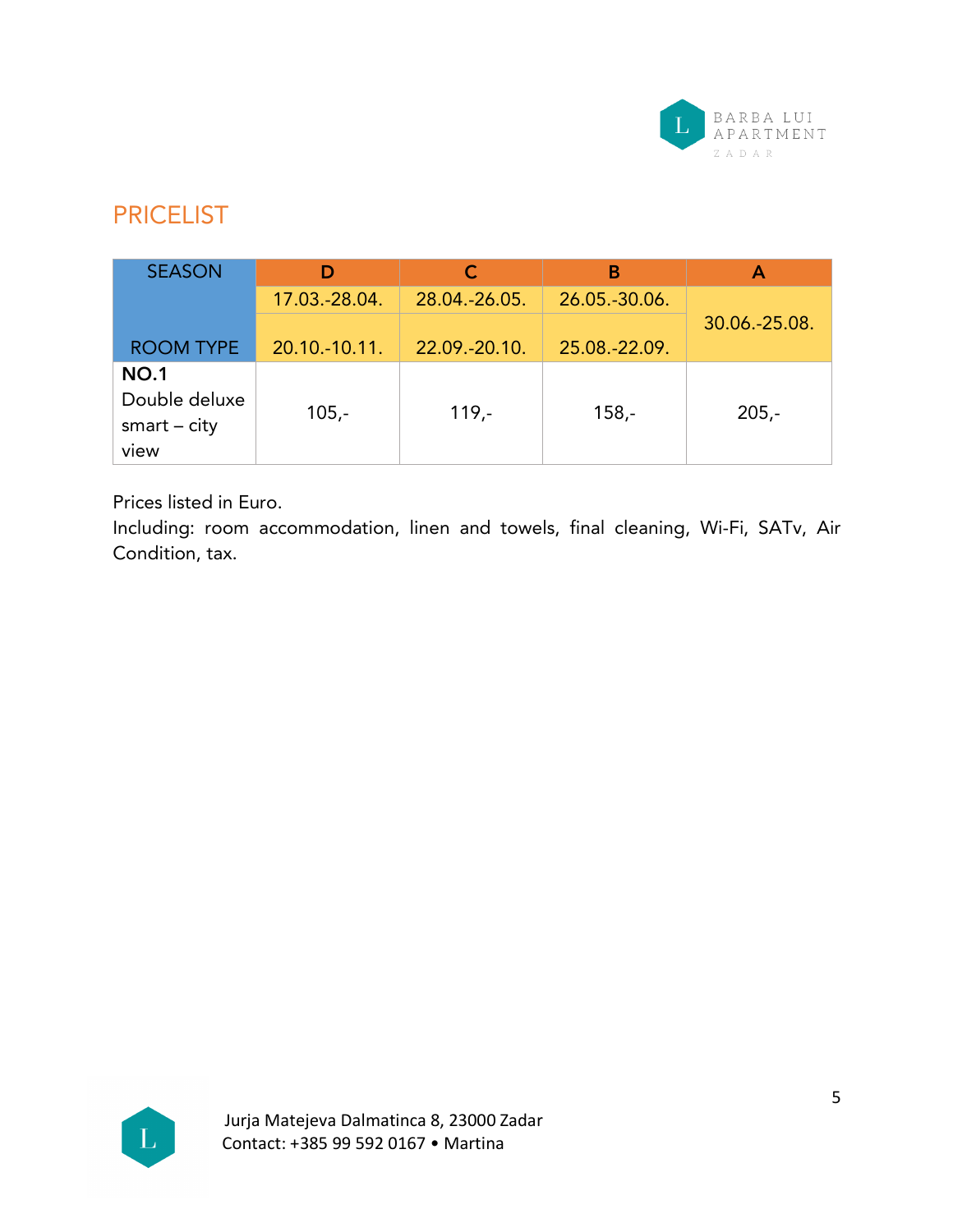## PRICELIST

| SEASON / ROOM TYPE | D | C | B | A |
|---|---|---|---|---|
| | 17.03.-28.04.<br>20.10.-10.11. | 28.04.-26.05.<br>22.09.-20.10. | 26.05.-30.06.<br>25.08.-22.09. | 30.06.-25.08. |
| **NO.1** Double deluxe smart – city view | 105,- | 119,- | 158,- | 205,- |

Prices listed in Euro.
Including: room accommodation, linen and towels, final cleaning, Wi-Fi, SATv, Air Condition, tax.

Jurja Matejeva Dalmatinca 8, 23000 Zadar
Contact: +385 99 592 0167 • Martina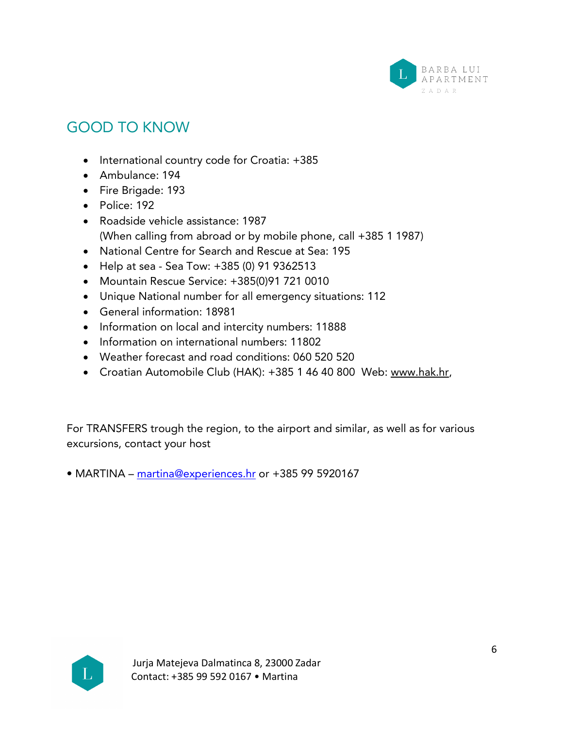## GOOD TO KNOW

- International country code for Croatia: +385
- Ambulance: 194
- Fire Brigade: 193
- Police: 192
- Roadside vehicle assistance: 1987
  (When calling from abroad or by mobile phone, call +385 1 1987)
- National Centre for Search and Rescue at Sea: 195
- Help at sea - Sea Tow: +385 (0) 91 9362513
- Mountain Rescue Service: +385(0)91 721 0010
- Unique National number for all emergency situations: 112
- General information: 18981
- Information on local and intercity numbers: 11888
- Information on international numbers: 11802
- Weather forecast and road conditions: 060 520 520
- Croatian Automobile Club (HAK): +385 1 46 40 800 Web: www.hak.hr,

For TRANSFERS trough the region, to the airport and similar, as well as for various excursions, contact your host

• MARTINA – martina@experiences.hr or +385 99 5920167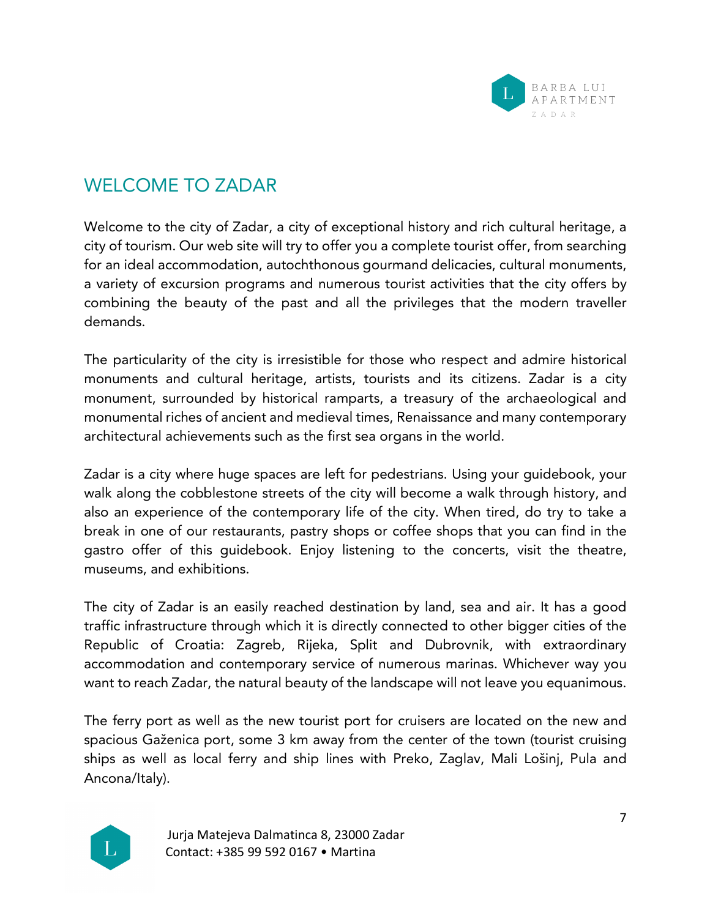# WELCOME TO ZADAR

Welcome to the city of Zadar, a city of exceptional history and rich cultural heritage, a city of tourism. Our web site will try to offer you a complete tourist offer, from searching for an ideal accommodation, autochthonous gourmand delicacies, cultural monuments, a variety of excursion programs and numerous tourist activities that the city offers by combining the beauty of the past and all the privileges that the modern traveller demands.

The particularity of the city is irresistible for those who respect and admire historical monuments and cultural heritage, artists, tourists and its citizens. Zadar is a city monument, surrounded by historical ramparts, a treasury of the archaeological and monumental riches of ancient and medieval times, Renaissance and many contemporary architectural achievements such as the first sea organs in the world.

Zadar is a city where huge spaces are left for pedestrians. Using your guidebook, your walk along the cobblestone streets of the city will become a walk through history, and also an experience of the contemporary life of the city. When tired, do try to take a break in one of our restaurants, pastry shops or coffee shops that you can find in the gastro offer of this guidebook. Enjoy listening to the concerts, visit the theatre, museums, and exhibitions.

The city of Zadar is an easily reached destination by land, sea and air. It has a good traffic infrastructure through which it is directly connected to other bigger cities of the Republic of Croatia: Zagreb, Rijeka, Split and Dubrovnik, with extraordinary accommodation and contemporary service of numerous marinas. Whichever way you want to reach Zadar, the natural beauty of the landscape will not leave you equanimous.

The ferry port as well as the new tourist port for cruisers are located on the new and spacious Gaženica port, some 3 km away from the center of the town (tourist cruising ships as well as local ferry and ship lines with Preko, Zaglav, Mali Lošinj, Pula and Ancona/Italy).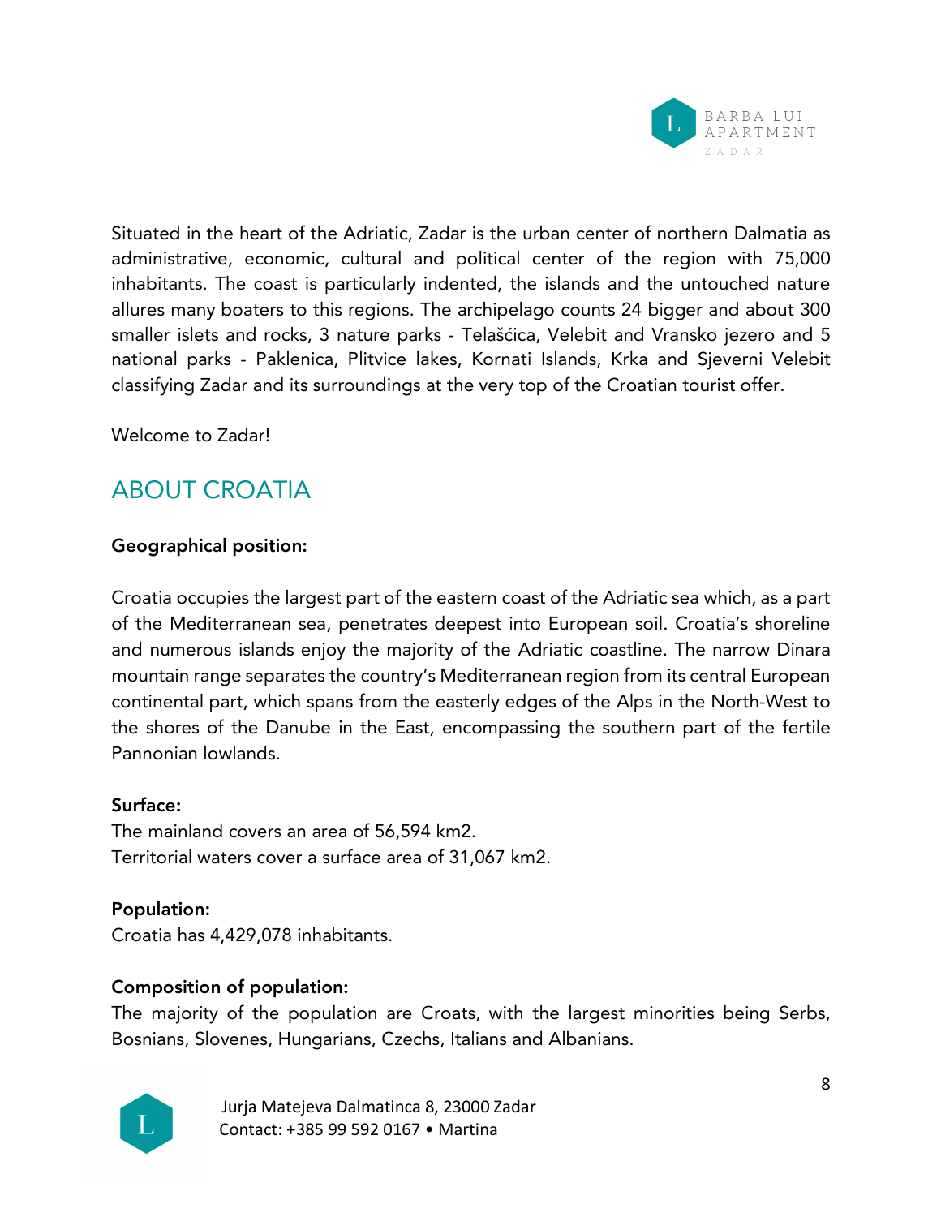Situated in the heart of the Adriatic, Zadar is the urban center of northern Dalmatia as administrative, economic, cultural and political center of the region with 75,000 inhabitants. The coast is particularly indented, the islands and the untouched nature allures many boaters to this regions. The archipelago counts 24 bigger and about 300 smaller islets and rocks, 3 nature parks - Telašćica, Velebit and Vransko jezero and 5 national parks - Paklenica, Plitvice lakes, Kornati Islands, Krka and Sjeverni Velebit classifying Zadar and its surroundings at the very top of the Croatian tourist offer.

Welcome to Zadar!

## ABOUT CROATIA

**Geographical position:**

Croatia occupies the largest part of the eastern coast of the Adriatic sea which, as a part of the Mediterranean sea, penetrates deepest into European soil. Croatia's shoreline and numerous islands enjoy the majority of the Adriatic coastline. The narrow Dinara mountain range separates the country's Mediterranean region from its central European continental part, which spans from the easterly edges of the Alps in the North-West to the shores of the Danube in the East, encompassing the southern part of the fertile Pannonian lowlands.

**Surface:**
The mainland covers an area of 56,594 km2.
Territorial waters cover a surface area of 31,067 km2.

**Population:**
Croatia has 4,429,078 inhabitants.

**Composition of population:**
The majority of the population are Croats, with the largest minorities being Serbs, Bosnians, Slovenes, Hungarians, Czechs, Italians and Albanians.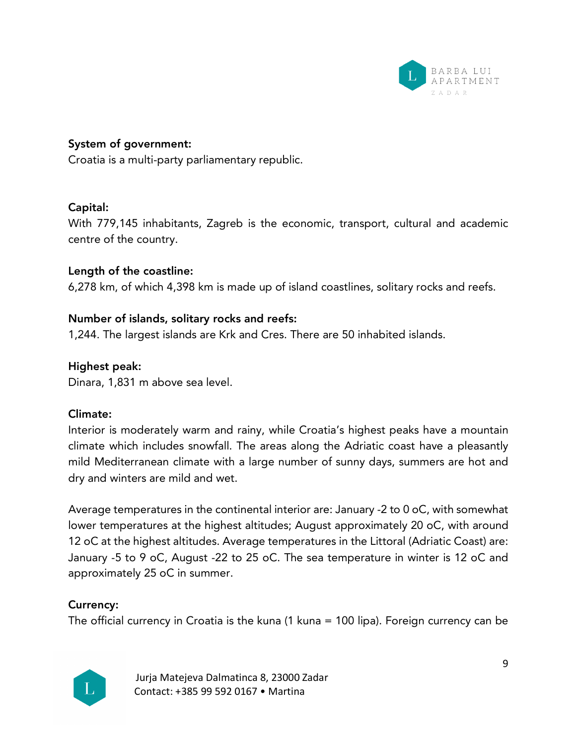**System of government:**
Croatia is a multi-party parliamentary republic.

**Capital:**
With 779,145 inhabitants, Zagreb is the economic, transport, cultural and academic centre of the country.

**Length of the coastline:**
6,278 km, of which 4,398 km is made up of island coastlines, solitary rocks and reefs.

**Number of islands, solitary rocks and reefs:**
1,244. The largest islands are Krk and Cres. There are 50 inhabited islands.

**Highest peak:**
Dinara, 1,831 m above sea level.

**Climate:**
Interior is moderately warm and rainy, while Croatia's highest peaks have a mountain climate which includes snowfall. The areas along the Adriatic coast have a pleasantly mild Mediterranean climate with a large number of sunny days, summers are hot and dry and winters are mild and wet.

Average temperatures in the continental interior are: January -2 to 0 oC, with somewhat lower temperatures at the highest altitudes; August approximately 20 oC, with around 12 oC at the highest altitudes. Average temperatures in the Littoral (Adriatic Coast) are: January -5 to 9 oC, August -22 to 25 oC. The sea temperature in winter is 12 oC and approximately 25 oC in summer.

**Currency:**
The official currency in Croatia is the kuna (1 kuna = 100 lipa). Foreign currency can be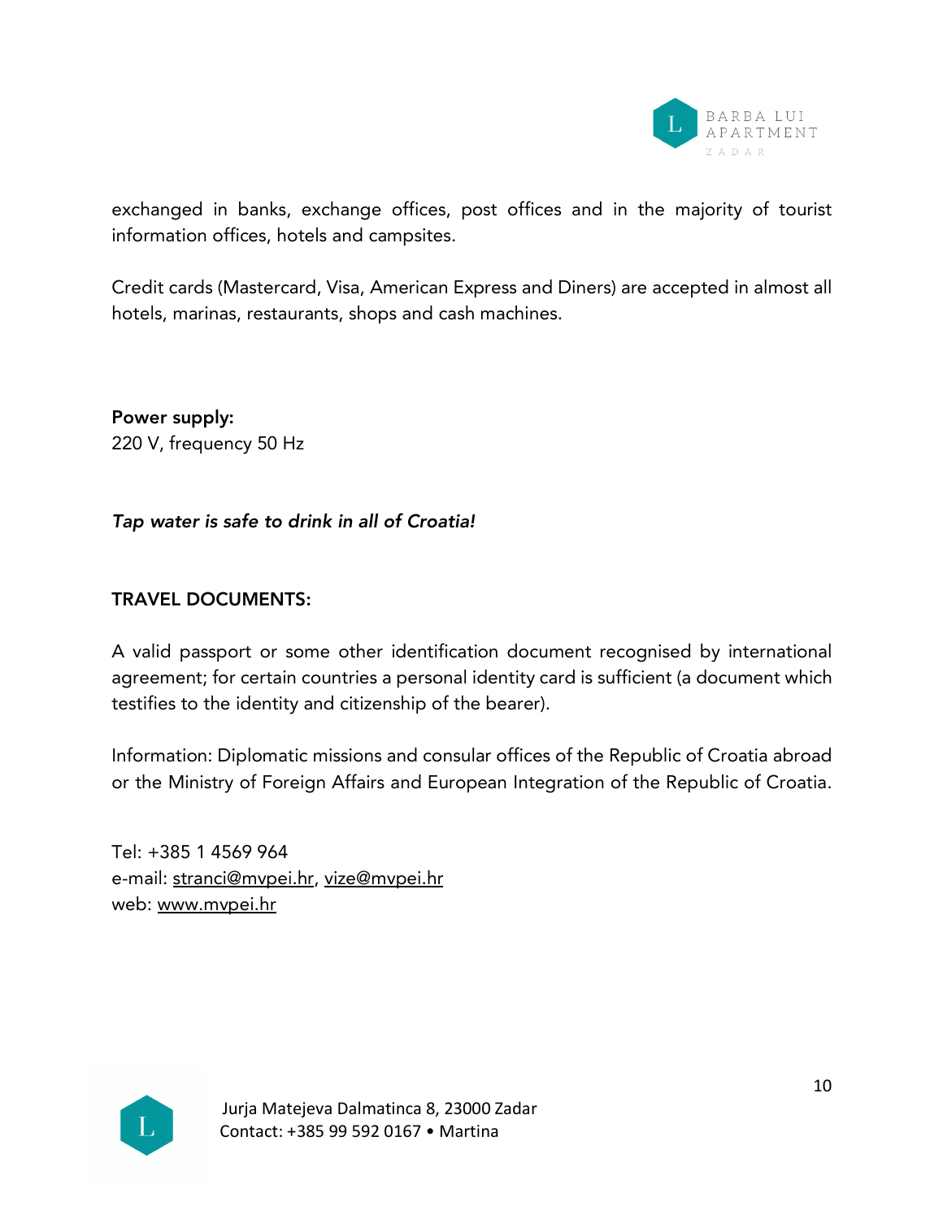exchanged in banks, exchange offices, post offices and in the majority of tourist information offices, hotels and campsites.

Credit cards (Mastercard, Visa, American Express and Diners) are accepted in almost all hotels, marinas, restaurants, shops and cash machines.

**Power supply:**
220 V, frequency 50 Hz

***Tap water is safe to drink in all of Croatia!***

**TRAVEL DOCUMENTS:**

A valid passport or some other identification document recognised by international agreement; for certain countries a personal identity card is sufficient (a document which testifies to the identity and citizenship of the bearer).

Information: Diplomatic missions and consular offices of the Republic of Croatia abroad or the Ministry of Foreign Affairs and European Integration of the Republic of Croatia.

Tel: +385 1 4569 964
e-mail: stranci@mvpei.hr, vize@mvpei.hr
web: www.mvpei.hr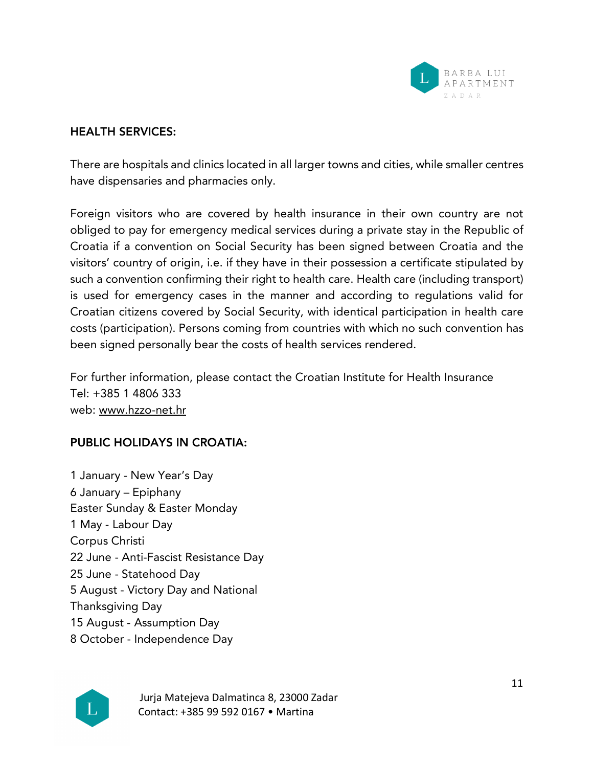## HEALTH SERVICES:

There are hospitals and clinics located in all larger towns and cities, while smaller centres have dispensaries and pharmacies only.

Foreign visitors who are covered by health insurance in their own country are not obliged to pay for emergency medical services during a private stay in the Republic of Croatia if a convention on Social Security has been signed between Croatia and the visitors' country of origin, i.e. if they have in their possession a certificate stipulated by such a convention confirming their right to health care. Health care (including transport) is used for emergency cases in the manner and according to regulations valid for Croatian citizens covered by Social Security, with identical participation in health care costs (participation). Persons coming from countries with which no such convention has been signed personally bear the costs of health services rendered.

For further information, please contact the Croatian Institute for Health Insurance
Tel: +385 1 4806 333
web: www.hzzo-net.hr

## PUBLIC HOLIDAYS IN CROATIA:

1 January - New Year's Day
6 January – Epiphany
Easter Sunday & Easter Monday
1 May - Labour Day
Corpus Christi
22 June - Anti-Fascist Resistance Day
25 June - Statehood Day
5 August - Victory Day and National Thanksgiving Day
15 August - Assumption Day
8 October - Independence Day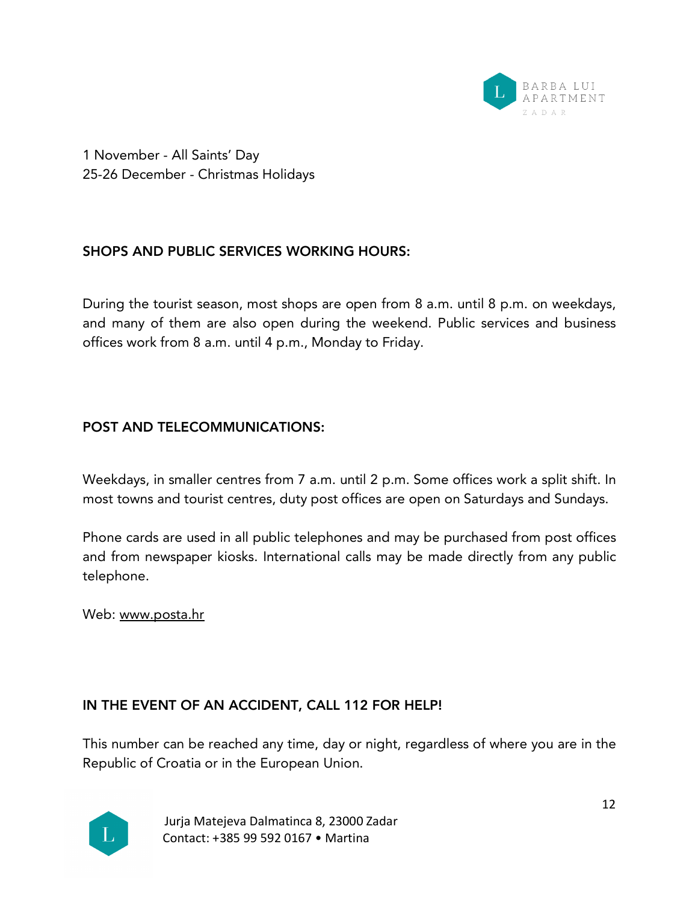1 November - All Saints' Day
25-26 December - Christmas Holidays

## SHOPS AND PUBLIC SERVICES WORKING HOURS:

During the tourist season, most shops are open from 8 a.m. until 8 p.m. on weekdays, and many of them are also open during the weekend. Public services and business offices work from 8 a.m. until 4 p.m., Monday to Friday.

## POST AND TELECOMMUNICATIONS:

Weekdays, in smaller centres from 7 a.m. until 2 p.m. Some offices work a split shift. In most towns and tourist centres, duty post offices are open on Saturdays and Sundays.

Phone cards are used in all public telephones and may be purchased from post offices and from newspaper kiosks. International calls may be made directly from any public telephone.

Web: www.posta.hr

## IN THE EVENT OF AN ACCIDENT, CALL 112 FOR HELP!

This number can be reached any time, day or night, regardless of where you are in the Republic of Croatia or in the European Union.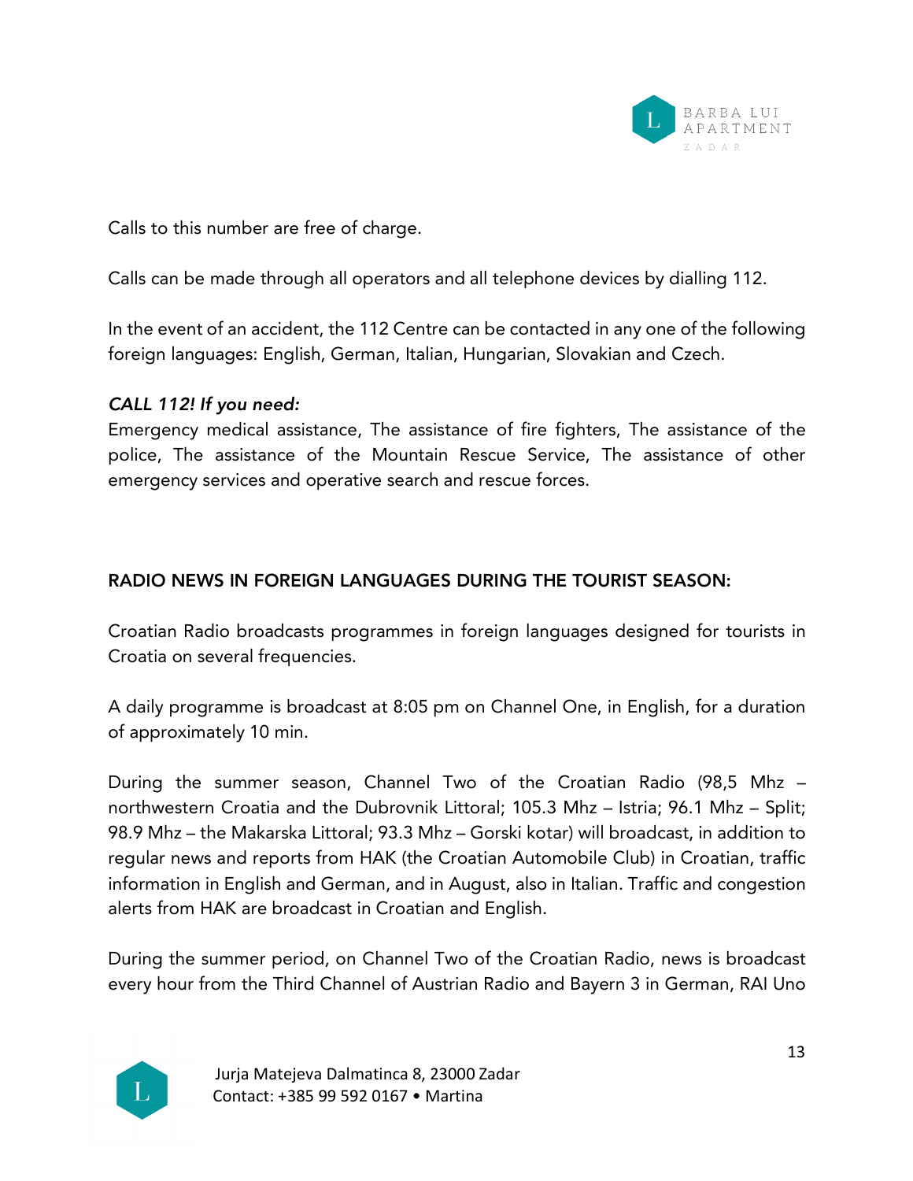Calls to this number are free of charge.

Calls can be made through all operators and all telephone devices by dialling 112.

In the event of an accident, the 112 Centre can be contacted in any one of the following foreign languages: English, German, Italian, Hungarian, Slovakian and Czech.

***CALL 112! If you need:***
Emergency medical assistance, The assistance of fire fighters, The assistance of the police, The assistance of the Mountain Rescue Service, The assistance of other emergency services and operative search and rescue forces.

## RADIO NEWS IN FOREIGN LANGUAGES DURING THE TOURIST SEASON:

Croatian Radio broadcasts programmes in foreign languages designed for tourists in Croatia on several frequencies.

A daily programme is broadcast at 8:05 pm on Channel One, in English, for a duration of approximately 10 min.

During the summer season, Channel Two of the Croatian Radio (98,5 Mhz – northwestern Croatia and the Dubrovnik Littoral; 105.3 Mhz – Istria; 96.1 Mhz – Split; 98.9 Mhz – the Makarska Littoral; 93.3 Mhz – Gorski kotar) will broadcast, in addition to regular news and reports from HAK (the Croatian Automobile Club) in Croatian, traffic information in English and German, and in August, also in Italian. Traffic and congestion alerts from HAK are broadcast in Croatian and English.

During the summer period, on Channel Two of the Croatian Radio, news is broadcast every hour from the Third Channel of Austrian Radio and Bayern 3 in German, RAI Uno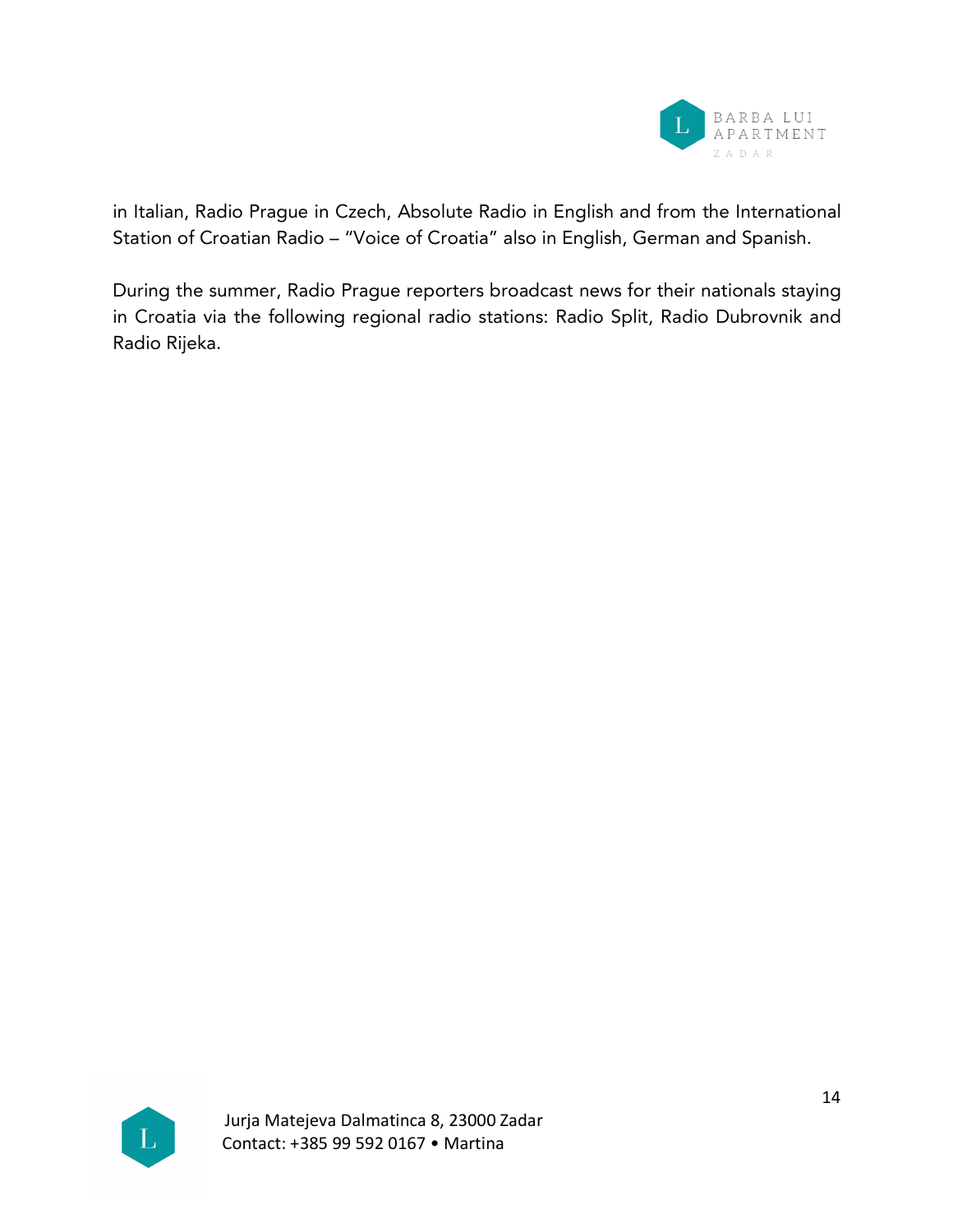in Italian, Radio Prague in Czech, Absolute Radio in English and from the International Station of Croatian Radio – "Voice of Croatia" also in English, German and Spanish.

During the summer, Radio Prague reporters broadcast news for their nationals staying in Croatia via the following regional radio stations: Radio Split, Radio Dubrovnik and Radio Rijeka.